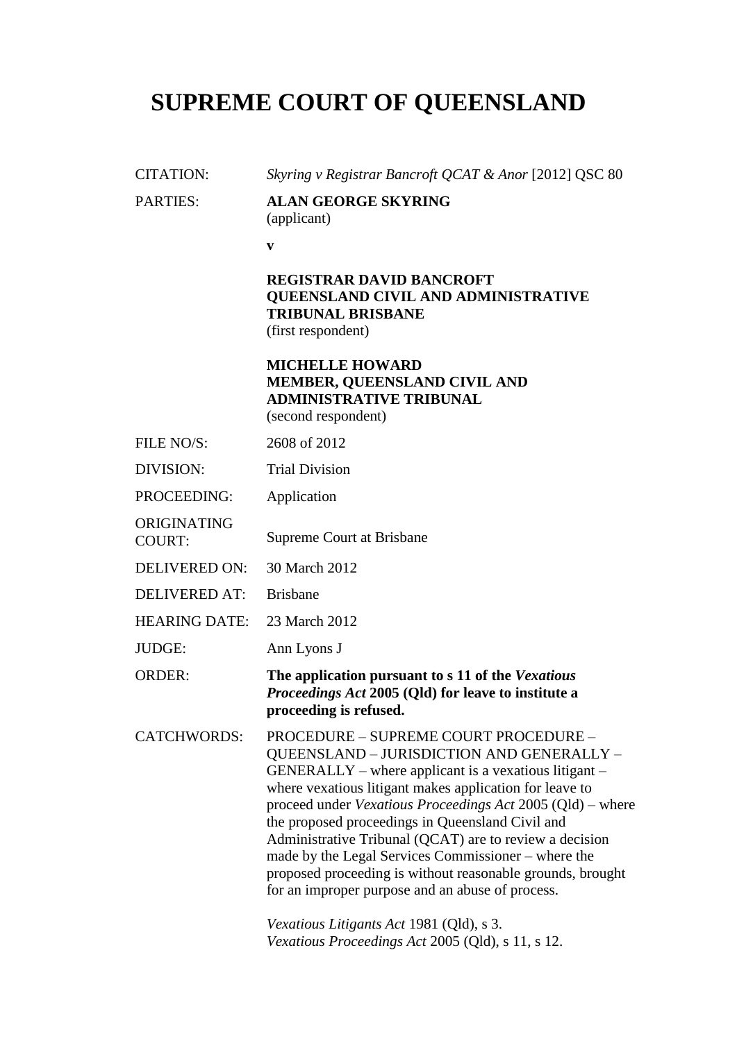# SUPREME COURT OF QUEENSLAND

| | |
|---|---|
| CITATION: | *Skyring v Registrar Bancroft QCAT & Anor* [2012] QSC 80 |
| PARTIES: | **ALAN GEORGE SKYRING**<br>(applicant)<br><br>**v**<br><br>**REGISTRAR DAVID BANCROFT**<br>**QUEENSLAND CIVIL AND ADMINISTRATIVE TRIBUNAL BRISBANE**<br>(first respondent)<br><br>**MICHELLE HOWARD**<br>**MEMBER, QUEENSLAND CIVIL AND ADMINISTRATIVE TRIBUNAL**<br>(second respondent) |
| FILE NO/S: | 2608 of 2012 |
| DIVISION: | Trial Division |
| PROCEEDING: | Application |
| ORIGINATING COURT: | Supreme Court at Brisbane |
| DELIVERED ON: | 30 March 2012 |
| DELIVERED AT: | Brisbane |
| HEARING DATE: | 23 March 2012 |
| JUDGE: | Ann Lyons J |
| ORDER: | **The application pursuant to s 11 of the *Vexatious Proceedings Act* 2005 (Qld) for leave to institute a proceeding is refused.** |
| CATCHWORDS: | PROCEDURE – SUPREME COURT PROCEDURE – QUEENSLAND – JURISDICTION AND GENERALLY – GENERALLY – where applicant is a vexatious litigant – where vexatious litigant makes application for leave to proceed under *Vexatious Proceedings Act* 2005 (Qld) – where the proposed proceedings in Queensland Civil and Administrative Tribunal (QCAT) are to review a decision made by the Legal Services Commissioner – where the proposed proceeding is without reasonable grounds, brought for an improper purpose and an abuse of process.<br><br>*Vexatious Litigants Act* 1981 (Qld), s 3.<br>*Vexatious Proceedings Act* 2005 (Qld), s 11, s 12. |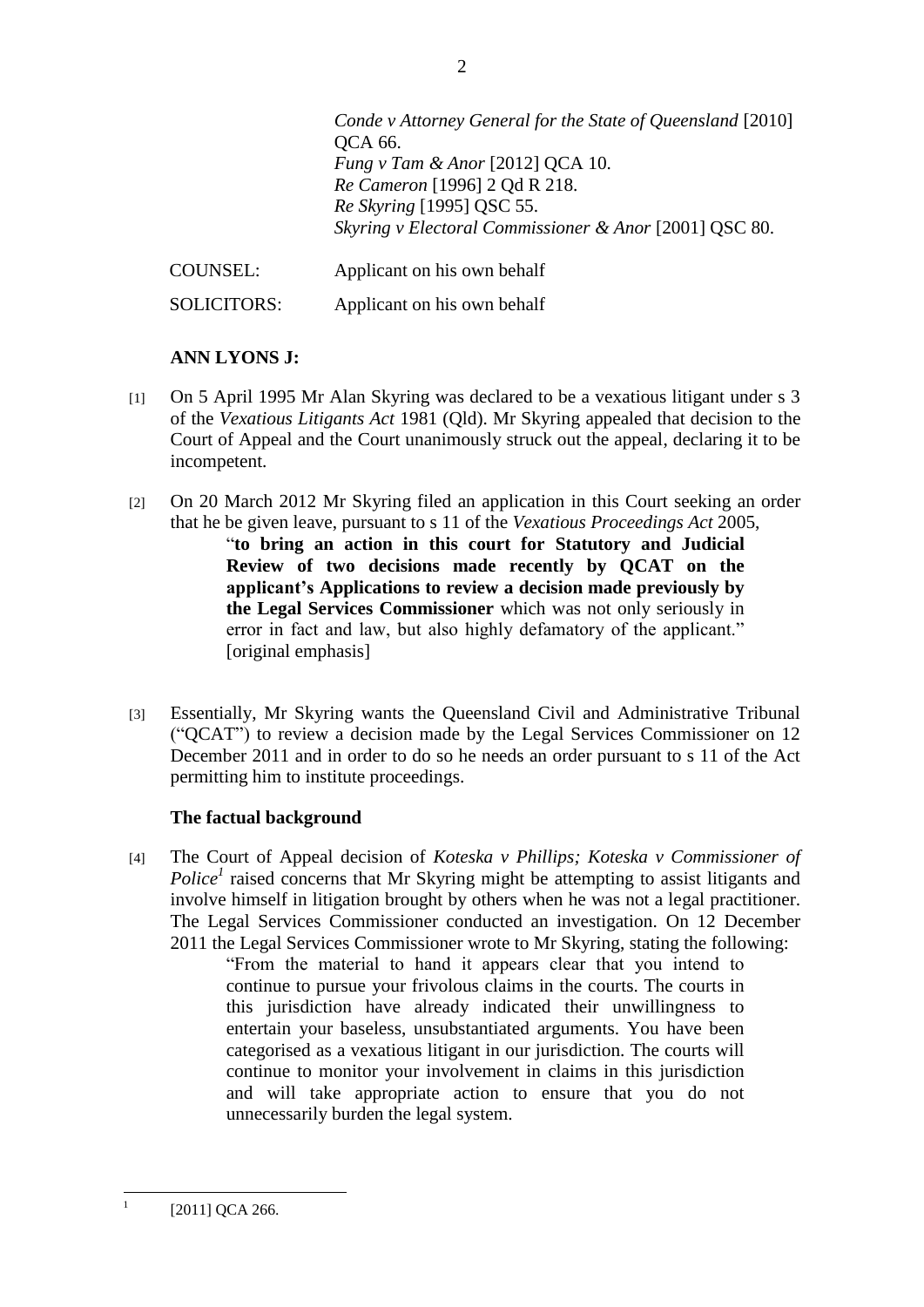*Conde v Attorney General for the State of Queensland* [2010] QCA 66.
*Fung v Tam & Anor* [2012] QCA 10.
*Re Cameron* [1996] 2 Qd R 218.
*Re Skyring* [1995] QSC 55.
*Skyring v Electoral Commissioner & Anor* [2001] QSC 80.

COUNSEL: Applicant on his own behalf

SOLICITORS: Applicant on his own behalf

**ANN LYONS J:**

[1] On 5 April 1995 Mr Alan Skyring was declared to be a vexatious litigant under s 3 of the *Vexatious Litigants Act* 1981 (Qld). Mr Skyring appealed that decision to the Court of Appeal and the Court unanimously struck out the appeal, declaring it to be incompetent.

[2] On 20 March 2012 Mr Skyring filed an application in this Court seeking an order that he be given leave, pursuant to s 11 of the *Vexatious Proceedings Act* 2005,

> "**to bring an action in this court for Statutory and Judicial Review of two decisions made recently by QCAT on the applicant's Applications to review a decision made previously by the Legal Services Commissioner** which was not only seriously in error in fact and law, but also highly defamatory of the applicant." [original emphasis]

[3] Essentially, Mr Skyring wants the Queensland Civil and Administrative Tribunal ("QCAT") to review a decision made by the Legal Services Commissioner on 12 December 2011 and in order to do so he needs an order pursuant to s 11 of the Act permitting him to institute proceedings.

**The factual background**

[4] The Court of Appeal decision of *Koteska v Phillips; Koteska v Commissioner of Police*[1] raised concerns that Mr Skyring might be attempting to assist litigants and involve himself in litigation brought by others when he was not a legal practitioner. The Legal Services Commissioner conducted an investigation. On 12 December 2011 the Legal Services Commissioner wrote to Mr Skyring, stating the following:

> "From the material to hand it appears clear that you intend to continue to pursue your frivolous claims in the courts. The courts in this jurisdiction have already indicated their unwillingness to entertain your baseless, unsubstantiated arguments. You have been categorised as a vexatious litigant in our jurisdiction. The courts will continue to monitor your involvement in claims in this jurisdiction and will take appropriate action to ensure that you do not unnecessarily burden the legal system.

[1] [2011] QCA 266.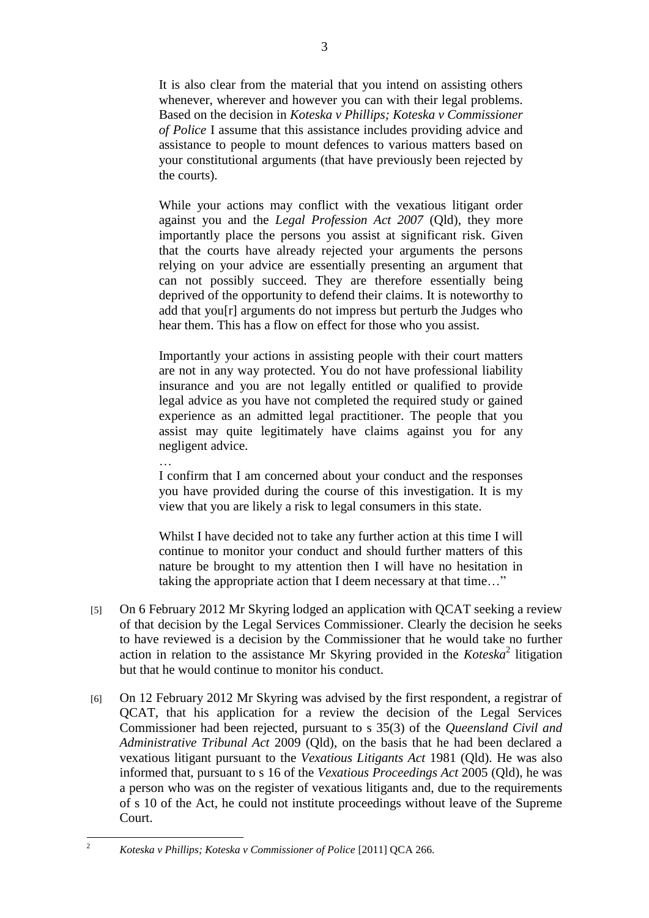> It is also clear from the material that you intend on assisting others whenever, wherever and however you can with their legal problems. Based on the decision in *Koteska v Phillips; Koteska v Commissioner of Police* I assume that this assistance includes providing advice and assistance to people to mount defences to various matters based on your constitutional arguments (that have previously been rejected by the courts).
>
> While your actions may conflict with the vexatious litigant order against you and the *Legal Profession Act 2007* (Qld), they more importantly place the persons you assist at significant risk. Given that the courts have already rejected your arguments the persons relying on your advice are essentially presenting an argument that can not possibly succeed. They are therefore essentially being deprived of the opportunity to defend their claims. It is noteworthy to add that you[r] arguments do not impress but perturb the Judges who hear them. This has a flow on effect for those who you assist.
>
> Importantly your actions in assisting people with their court matters are not in any way protected. You do not have professional liability insurance and you are not legally entitled or qualified to provide legal advice as you have not completed the required study or gained experience as an admitted legal practitioner. The people that you assist may quite legitimately have claims against you for any negligent advice.
>
> …
>
> I confirm that I am concerned about your conduct and the responses you have provided during the course of this investigation. It is my view that you are likely a risk to legal consumers in this state.
>
> Whilst I have decided not to take any further action at this time I will continue to monitor your conduct and should further matters of this nature be brought to my attention then I will have no hesitation in taking the appropriate action that I deem necessary at that time…"

[5] On 6 February 2012 Mr Skyring lodged an application with QCAT seeking a review of that decision by the Legal Services Commissioner. Clearly the decision he seeks to have reviewed is a decision by the Commissioner that he would take no further action in relation to the assistance Mr Skyring provided in the *Koteska*[2] litigation but that he would continue to monitor his conduct.

[6] On 12 February 2012 Mr Skyring was advised by the first respondent, a registrar of QCAT, that his application for a review the decision of the Legal Services Commissioner had been rejected, pursuant to s 35(3) of the *Queensland Civil and Administrative Tribunal Act* 2009 (Qld), on the basis that he had been declared a vexatious litigant pursuant to the *Vexatious Litigants Act* 1981 (Qld). He was also informed that, pursuant to s 16 of the *Vexatious Proceedings Act* 2005 (Qld), he was a person who was on the register of vexatious litigants and, due to the requirements of s 10 of the Act, he could not institute proceedings without leave of the Supreme Court.

---

[2] *Koteska v Phillips; Koteska v Commissioner of Police* [2011] QCA 266.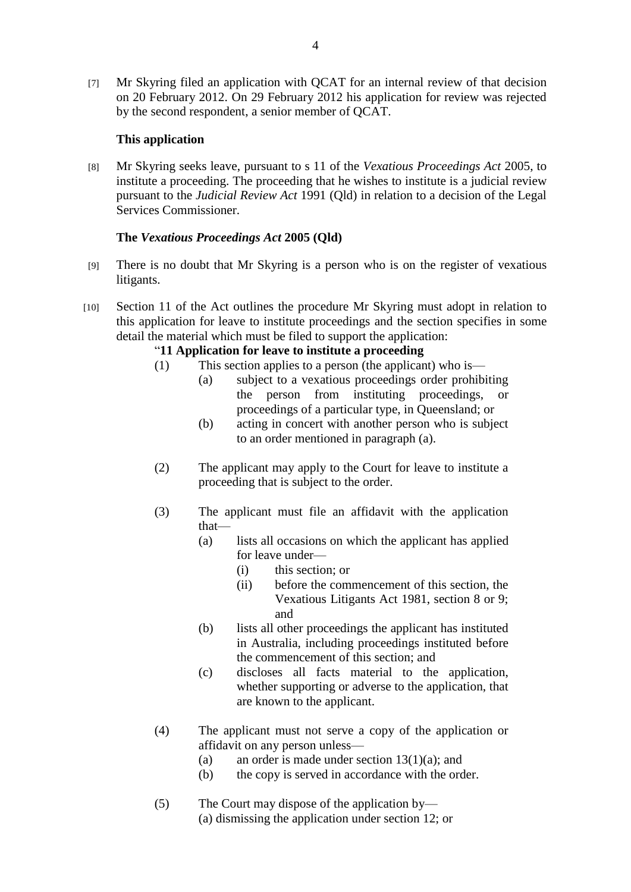[7] Mr Skyring filed an application with QCAT for an internal review of that decision on 20 February 2012. On 29 February 2012 his application for review was rejected by the second respondent, a senior member of QCAT.

### This application

[8] Mr Skyring seeks leave, pursuant to s 11 of the *Vexatious Proceedings Act* 2005, to institute a proceeding. The proceeding that he wishes to institute is a judicial review pursuant to the *Judicial Review Act* 1991 (Qld) in relation to a decision of the Legal Services Commissioner.

### The *Vexatious Proceedings Act* 2005 (Qld)

[9] There is no doubt that Mr Skyring is a person who is on the register of vexatious litigants.

[10] Section 11 of the Act outlines the procedure Mr Skyring must adopt in relation to this application for leave to institute proceedings and the section specifies in some detail the material which must be filed to support the application:

> "**11 Application for leave to institute a proceeding**
>
> (1) This section applies to a person (the applicant) who is—
>
> (a) subject to a vexatious proceedings order prohibiting the person from instituting proceedings, or proceedings of a particular type, in Queensland; or
>
> (b) acting in concert with another person who is subject to an order mentioned in paragraph (a).
>
> (2) The applicant may apply to the Court for leave to institute a proceeding that is subject to the order.
>
> (3) The applicant must file an affidavit with the application that—
>
> (a) lists all occasions on which the applicant has applied for leave under—
>
> (i) this section; or
>
> (ii) before the commencement of this section, the Vexatious Litigants Act 1981, section 8 or 9; and
>
> (b) lists all other proceedings the applicant has instituted in Australia, including proceedings instituted before the commencement of this section; and
>
> (c) discloses all facts material to the application, whether supporting or adverse to the application, that are known to the applicant.
>
> (4) The applicant must not serve a copy of the application or affidavit on any person unless—
>
> (a) an order is made under section 13(1)(a); and
>
> (b) the copy is served in accordance with the order.
>
> (5) The Court may dispose of the application by—
>
> (a) dismissing the application under section 12; or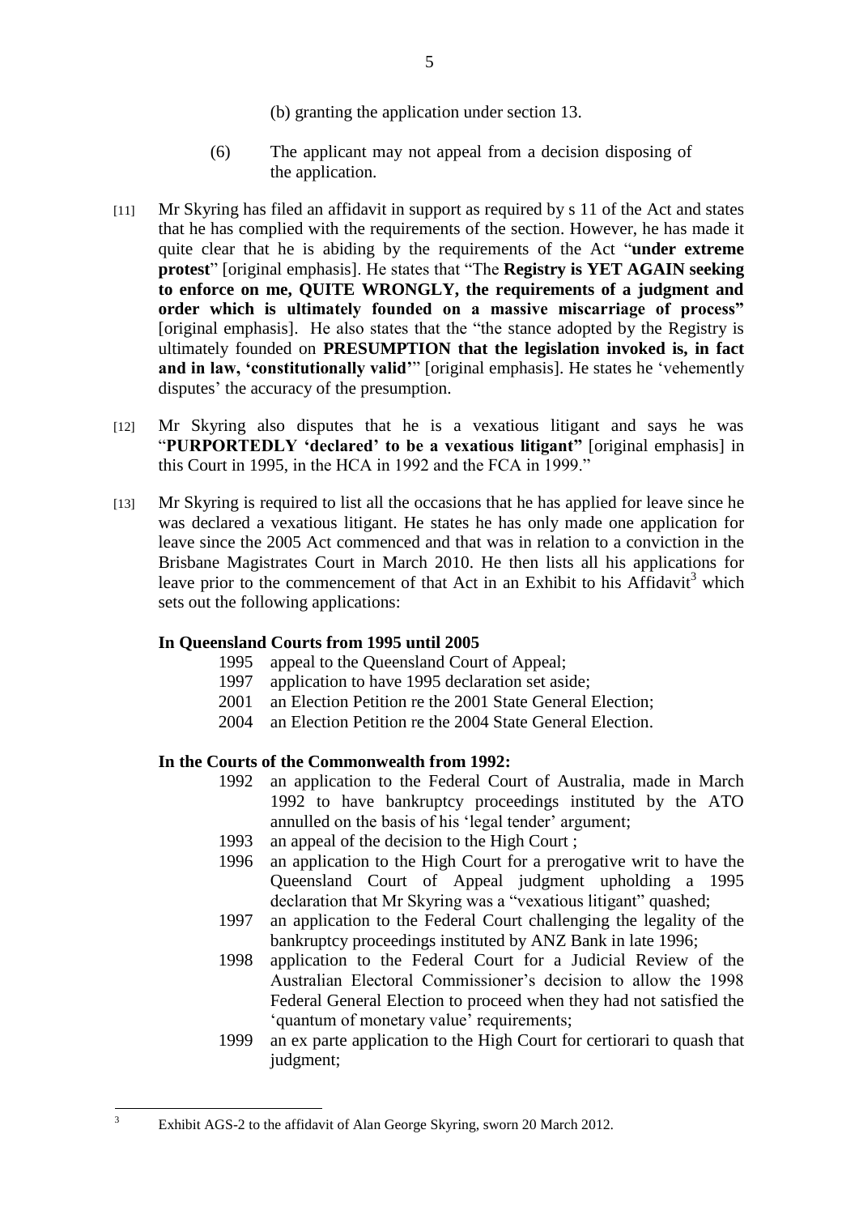(b) granting the application under section 13.

(6) The applicant may not appeal from a decision disposing of the application.

[11] Mr Skyring has filed an affidavit in support as required by s 11 of the Act and states that he has complied with the requirements of the section. However, he has made it quite clear that he is abiding by the requirements of the Act "**under extreme protest**" [original emphasis]. He states that "The **Registry is YET AGAIN seeking to enforce on me, QUITE WRONGLY, the requirements of a judgment and order which is ultimately founded on a massive miscarriage of process"** [original emphasis]. He also states that the "the stance adopted by the Registry is ultimately founded on **PRESUMPTION that the legislation invoked is, in fact and in law, 'constitutionally valid'**" [original emphasis]. He states he 'vehemently disputes' the accuracy of the presumption.

[12] Mr Skyring also disputes that he is a vexatious litigant and says he was "**PURPORTEDLY 'declared' to be a vexatious litigant"** [original emphasis] in this Court in 1995, in the HCA in 1992 and the FCA in 1999."

[13] Mr Skyring is required to list all the occasions that he has applied for leave since he was declared a vexatious litigant. He states he has only made one application for leave since the 2005 Act commenced and that was in relation to a conviction in the Brisbane Magistrates Court in March 2010. He then lists all his applications for leave prior to the commencement of that Act in an Exhibit to his Affidavit[3] which sets out the following applications:

**In Queensland Courts from 1995 until 2005**

1995 appeal to the Queensland Court of Appeal;
1997 application to have 1995 declaration set aside;
2001 an Election Petition re the 2001 State General Election;
2004 an Election Petition re the 2004 State General Election.

**In the Courts of the Commonwealth from 1992:**

1992 an application to the Federal Court of Australia, made in March 1992 to have bankruptcy proceedings instituted by the ATO annulled on the basis of his 'legal tender' argument;
1993 an appeal of the decision to the High Court ;
1996 an application to the High Court for a prerogative writ to have the Queensland Court of Appeal judgment upholding a 1995 declaration that Mr Skyring was a "vexatious litigant" quashed;
1997 an application to the Federal Court challenging the legality of the bankruptcy proceedings instituted by ANZ Bank in late 1996;
1998 application to the Federal Court for a Judicial Review of the Australian Electoral Commissioner's decision to allow the 1998 Federal General Election to proceed when they had not satisfied the 'quantum of monetary value' requirements;
1999 an ex parte application to the High Court for certiorari to quash that judgment;

[3] Exhibit AGS-2 to the affidavit of Alan George Skyring, sworn 20 March 2012.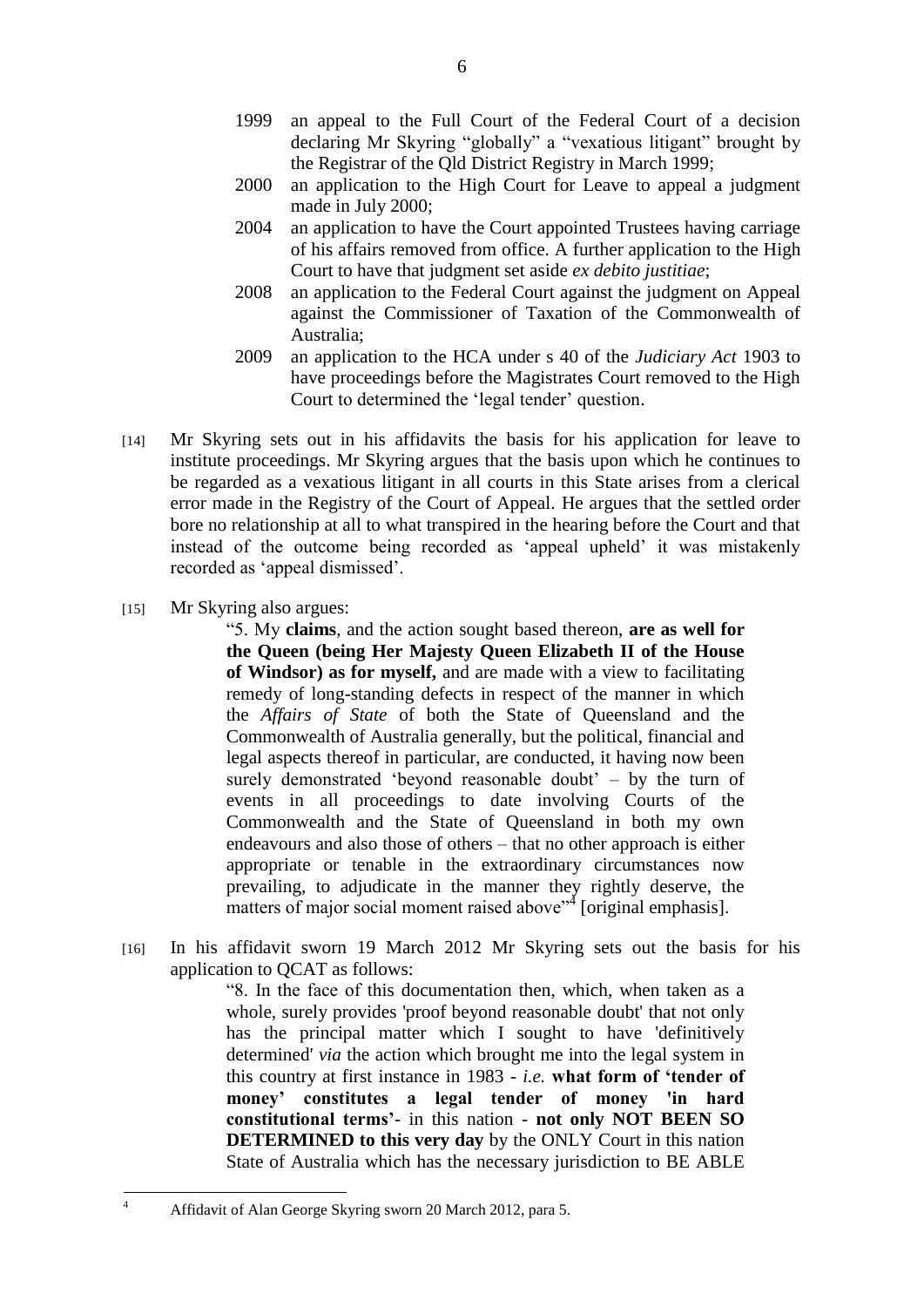1999 an appeal to the Full Court of the Federal Court of a decision declaring Mr Skyring "globally" a "vexatious litigant" brought by the Registrar of the Qld District Registry in March 1999;

2000 an application to the High Court for Leave to appeal a judgment made in July 2000;

2004 an application to have the Court appointed Trustees having carriage of his affairs removed from office. A further application to the High Court to have that judgment set aside *ex debito justitiae*;

2008 an application to the Federal Court against the judgment on Appeal against the Commissioner of Taxation of the Commonwealth of Australia;

2009 an application to the HCA under s 40 of the *Judiciary Act* 1903 to have proceedings before the Magistrates Court removed to the High Court to determined the 'legal tender' question.

[14] Mr Skyring sets out in his affidavits the basis for his application for leave to institute proceedings. Mr Skyring argues that the basis upon which he continues to be regarded as a vexatious litigant in all courts in this State arises from a clerical error made in the Registry of the Court of Appeal. He argues that the settled order bore no relationship at all to what transpired in the hearing before the Court and that instead of the outcome being recorded as 'appeal upheld' it was mistakenly recorded as 'appeal dismissed'.

[15] Mr Skyring also argues:

> "5. My **claims**, and the action sought based thereon, **are as well for the Queen (being Her Majesty Queen Elizabeth II of the House of Windsor) as for myself,** and are made with a view to facilitating remedy of long-standing defects in respect of the manner in which the *Affairs of State* of both the State of Queensland and the Commonwealth of Australia generally, but the political, financial and legal aspects thereof in particular, are conducted, it having now been surely demonstrated 'beyond reasonable doubt' – by the turn of events in all proceedings to date involving Courts of the Commonwealth and the State of Queensland in both my own endeavours and also those of others – that no other approach is either appropriate or tenable in the extraordinary circumstances now prevailing, to adjudicate in the manner they rightly deserve, the matters of major social moment raised above"[4] [original emphasis].

[16] In his affidavit sworn 19 March 2012 Mr Skyring sets out the basis for his application to QCAT as follows:

> "8. In the face of this documentation then, which, when taken as a whole, surely provides 'proof beyond reasonable doubt' that not only has the principal matter which I sought to have 'definitively determined' *via* the action which brought me into the legal system in this country at first instance in 1983 - *i.e.* **what form of 'tender of money' constitutes a legal tender of money 'in hard constitutional terms'**- in this nation - **not only NOT BEEN SO DETERMINED to this very day** by the ONLY Court in this nation State of Australia which has the necessary jurisdiction to BE ABLE

[4] Affidavit of Alan George Skyring sworn 20 March 2012, para 5.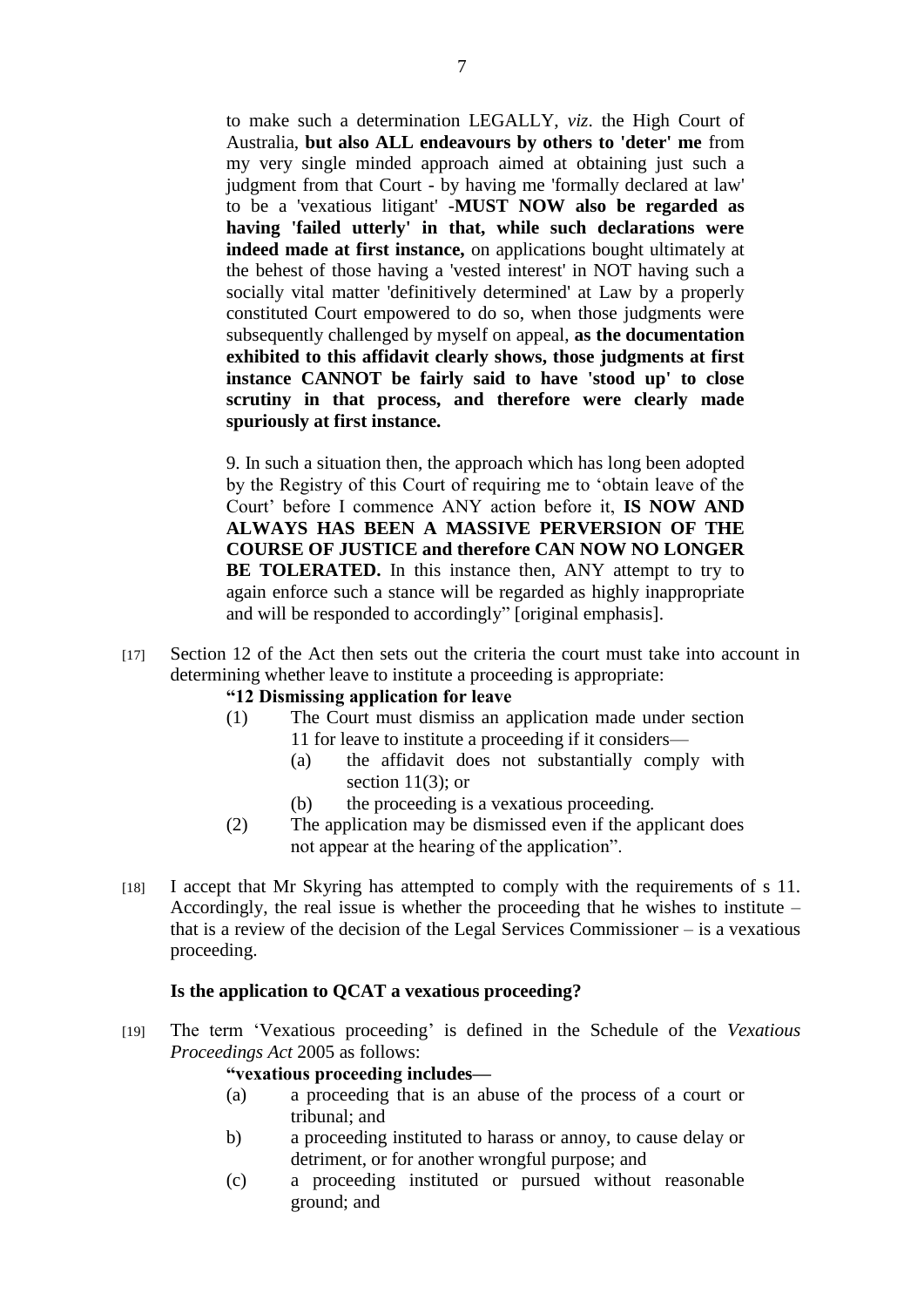to make such a determination LEGALLY, *viz*. the High Court of Australia, **but also ALL endeavours by others to 'deter' me** from my very single minded approach aimed at obtaining just such a judgment from that Court - by having me 'formally declared at law' to be a 'vexatious litigant' -**MUST NOW also be regarded as having 'failed utterly' in that, while such declarations were indeed made at first instance,** on applications bought ultimately at the behest of those having a 'vested interest' in NOT having such a socially vital matter 'definitively determined' at Law by a properly constituted Court empowered to do so, when those judgments were subsequently challenged by myself on appeal, **as the documentation exhibited to this affidavit clearly shows, those judgments at first instance CANNOT be fairly said to have 'stood up' to close scrutiny in that process, and therefore were clearly made spuriously at first instance.**

9. In such a situation then, the approach which has long been adopted by the Registry of this Court of requiring me to 'obtain leave of the Court' before I commence ANY action before it, **IS NOW AND ALWAYS HAS BEEN A MASSIVE PERVERSION OF THE COURSE OF JUSTICE and therefore CAN NOW NO LONGER BE TOLERATED.** In this instance then, ANY attempt to try to again enforce such a stance will be regarded as highly inappropriate and will be responded to accordingly" [original emphasis].

[17] Section 12 of the Act then sets out the criteria the court must take into account in determining whether leave to institute a proceeding is appropriate:

**"12 Dismissing application for leave**

(1) The Court must dismiss an application made under section 11 for leave to institute a proceeding if it considers—
  (a) the affidavit does not substantially comply with section 11(3); or
  (b) the proceeding is a vexatious proceeding.

(2) The application may be dismissed even if the applicant does not appear at the hearing of the application".

[18] I accept that Mr Skyring has attempted to comply with the requirements of s 11. Accordingly, the real issue is whether the proceeding that he wishes to institute – that is a review of the decision of the Legal Services Commissioner – is a vexatious proceeding.

### Is the application to QCAT a vexatious proceeding?

[19] The term 'Vexatious proceeding' is defined in the Schedule of the *Vexatious Proceedings Act* 2005 as follows:

**"vexatious proceeding includes—**

(a) a proceeding that is an abuse of the process of a court or tribunal; and

b) a proceeding instituted to harass or annoy, to cause delay or detriment, or for another wrongful purpose; and

(c) a proceeding instituted or pursued without reasonable ground; and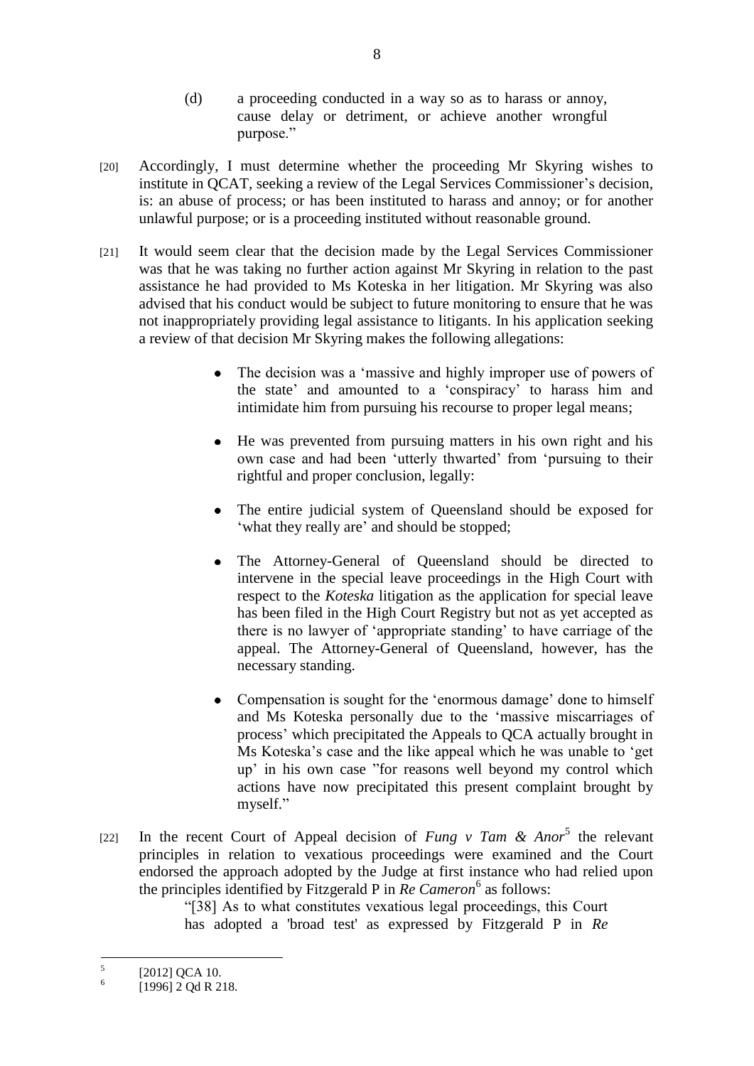(d) a proceeding conducted in a way so as to harass or annoy, cause delay or detriment, or achieve another wrongful purpose."

[20] Accordingly, I must determine whether the proceeding Mr Skyring wishes to institute in QCAT, seeking a review of the Legal Services Commissioner's decision, is: an abuse of process; or has been instituted to harass and annoy; or for another unlawful purpose; or is a proceeding instituted without reasonable ground.

[21] It would seem clear that the decision made by the Legal Services Commissioner was that he was taking no further action against Mr Skyring in relation to the past assistance he had provided to Ms Koteska in her litigation. Mr Skyring was also advised that his conduct would be subject to future monitoring to ensure that he was not inappropriately providing legal assistance to litigants. In his application seeking a review of that decision Mr Skyring makes the following allegations:

- The decision was a 'massive and highly improper use of powers of the state' and amounted to a 'conspiracy' to harass him and intimidate him from pursuing his recourse to proper legal means;

- He was prevented from pursuing matters in his own right and his own case and had been 'utterly thwarted' from 'pursuing to their rightful and proper conclusion, legally:

- The entire judicial system of Queensland should be exposed for 'what they really are' and should be stopped;

- The Attorney-General of Queensland should be directed to intervene in the special leave proceedings in the High Court with respect to the *Koteska* litigation as the application for special leave has been filed in the High Court Registry but not as yet accepted as there is no lawyer of 'appropriate standing' to have carriage of the appeal. The Attorney-General of Queensland, however, has the necessary standing.

- Compensation is sought for the 'enormous damage' done to himself and Ms Koteska personally due to the 'massive miscarriages of process' which precipitated the Appeals to QCA actually brought in Ms Koteska's case and the like appeal which he was unable to 'get up' in his own case "for reasons well beyond my control which actions have now precipitated this present complaint brought by myself."

[22] In the recent Court of Appeal decision of *Fung v Tam & Anor*[5] the relevant principles in relation to vexatious proceedings were examined and the Court endorsed the approach adopted by the Judge at first instance who had relied upon the principles identified by Fitzgerald P in *Re Cameron*[6] as follows:

"[38] As to what constitutes vexatious legal proceedings, this Court has adopted a 'broad test' as expressed by Fitzgerald P in *Re*

---

[5] [2012] QCA 10.

[6] [1996] 2 Qd R 218.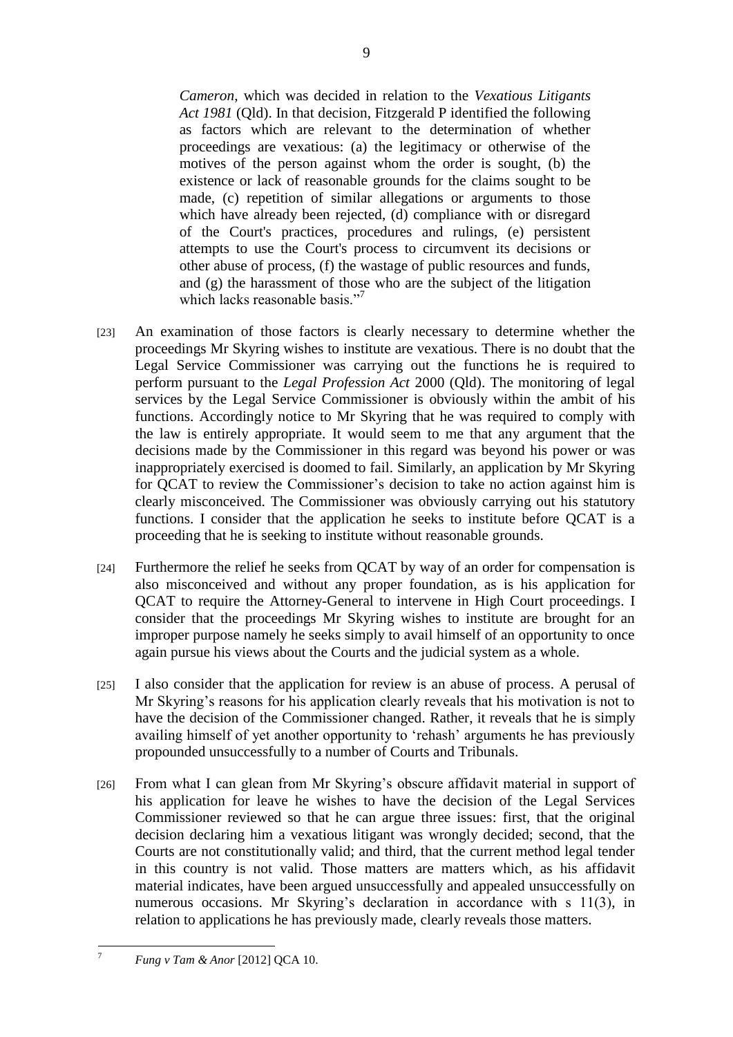*Cameron*, which was decided in relation to the *Vexatious Litigants Act 1981* (Qld). In that decision, Fitzgerald P identified the following as factors which are relevant to the determination of whether proceedings are vexatious: (a) the legitimacy or otherwise of the motives of the person against whom the order is sought, (b) the existence or lack of reasonable grounds for the claims sought to be made, (c) repetition of similar allegations or arguments to those which have already been rejected, (d) compliance with or disregard of the Court's practices, procedures and rulings, (e) persistent attempts to use the Court's process to circumvent its decisions or other abuse of process, (f) the wastage of public resources and funds, and (g) the harassment of those who are the subject of the litigation which lacks reasonable basis."[7]

[23] An examination of those factors is clearly necessary to determine whether the proceedings Mr Skyring wishes to institute are vexatious. There is no doubt that the Legal Service Commissioner was carrying out the functions he is required to perform pursuant to the *Legal Profession Act* 2000 (Qld). The monitoring of legal services by the Legal Service Commissioner is obviously within the ambit of his functions. Accordingly notice to Mr Skyring that he was required to comply with the law is entirely appropriate. It would seem to me that any argument that the decisions made by the Commissioner in this regard was beyond his power or was inappropriately exercised is doomed to fail. Similarly, an application by Mr Skyring for QCAT to review the Commissioner's decision to take no action against him is clearly misconceived. The Commissioner was obviously carrying out his statutory functions. I consider that the application he seeks to institute before QCAT is a proceeding that he is seeking to institute without reasonable grounds.

[24] Furthermore the relief he seeks from QCAT by way of an order for compensation is also misconceived and without any proper foundation, as is his application for QCAT to require the Attorney-General to intervene in High Court proceedings. I consider that the proceedings Mr Skyring wishes to institute are brought for an improper purpose namely he seeks simply to avail himself of an opportunity to once again pursue his views about the Courts and the judicial system as a whole.

[25] I also consider that the application for review is an abuse of process. A perusal of Mr Skyring's reasons for his application clearly reveals that his motivation is not to have the decision of the Commissioner changed. Rather, it reveals that he is simply availing himself of yet another opportunity to 'rehash' arguments he has previously propounded unsuccessfully to a number of Courts and Tribunals.

[26] From what I can glean from Mr Skyring's obscure affidavit material in support of his application for leave he wishes to have the decision of the Legal Services Commissioner reviewed so that he can argue three issues: first, that the original decision declaring him a vexatious litigant was wrongly decided; second, that the Courts are not constitutionally valid; and third, that the current method legal tender in this country is not valid. Those matters are matters which, as his affidavit material indicates, have been argued unsuccessfully and appealed unsuccessfully on numerous occasions. Mr Skyring's declaration in accordance with s 11(3), in relation to applications he has previously made, clearly reveals those matters.

---

[7] *Fung v Tam & Anor* [2012] QCA 10.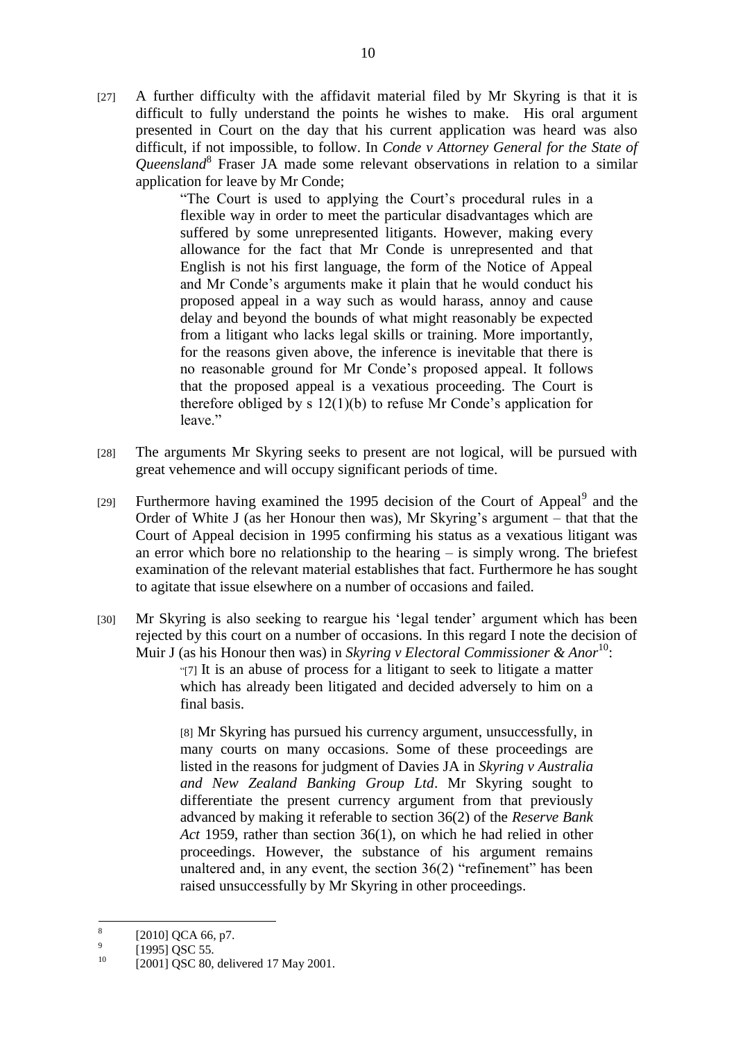[27] A further difficulty with the affidavit material filed by Mr Skyring is that it is difficult to fully understand the points he wishes to make. His oral argument presented in Court on the day that his current application was heard was also difficult, if not impossible, to follow. In *Conde v Attorney General for the State of Queensland*[8] Fraser JA made some relevant observations in relation to a similar application for leave by Mr Conde;

> "The Court is used to applying the Court's procedural rules in a flexible way in order to meet the particular disadvantages which are suffered by some unrepresented litigants. However, making every allowance for the fact that Mr Conde is unrepresented and that English is not his first language, the form of the Notice of Appeal and Mr Conde's arguments make it plain that he would conduct his proposed appeal in a way such as would harass, annoy and cause delay and beyond the bounds of what might reasonably be expected from a litigant who lacks legal skills or training. More importantly, for the reasons given above, the inference is inevitable that there is no reasonable ground for Mr Conde's proposed appeal. It follows that the proposed appeal is a vexatious proceeding. The Court is therefore obliged by s 12(1)(b) to refuse Mr Conde's application for leave."

[28] The arguments Mr Skyring seeks to present are not logical, will be pursued with great vehemence and will occupy significant periods of time.

[29] Furthermore having examined the 1995 decision of the Court of Appeal[9] and the Order of White J (as her Honour then was), Mr Skyring's argument – that that the Court of Appeal decision in 1995 confirming his status as a vexatious litigant was an error which bore no relationship to the hearing – is simply wrong. The briefest examination of the relevant material establishes that fact. Furthermore he has sought to agitate that issue elsewhere on a number of occasions and failed.

[30] Mr Skyring is also seeking to reargue his 'legal tender' argument which has been rejected by this court on a number of occasions. In this regard I note the decision of Muir J (as his Honour then was) in *Skyring v Electoral Commissioner & Anor*[10]:

> "[7] It is an abuse of process for a litigant to seek to litigate a matter which has already been litigated and decided adversely to him on a final basis.
>
> [8] Mr Skyring has pursued his currency argument, unsuccessfully, in many courts on many occasions. Some of these proceedings are listed in the reasons for judgment of Davies JA in *Skyring v Australia and New Zealand Banking Group Ltd*. Mr Skyring sought to differentiate the present currency argument from that previously advanced by making it referable to section 36(2) of the *Reserve Bank Act* 1959, rather than section 36(1), on which he had relied in other proceedings. However, the substance of his argument remains unaltered and, in any event, the section 36(2) "refinement" has been raised unsuccessfully by Mr Skyring in other proceedings.

---

[8] [2010] QCA 66, p7.

[9] [1995] QSC 55.

[10] [2001] QSC 80, delivered 17 May 2001.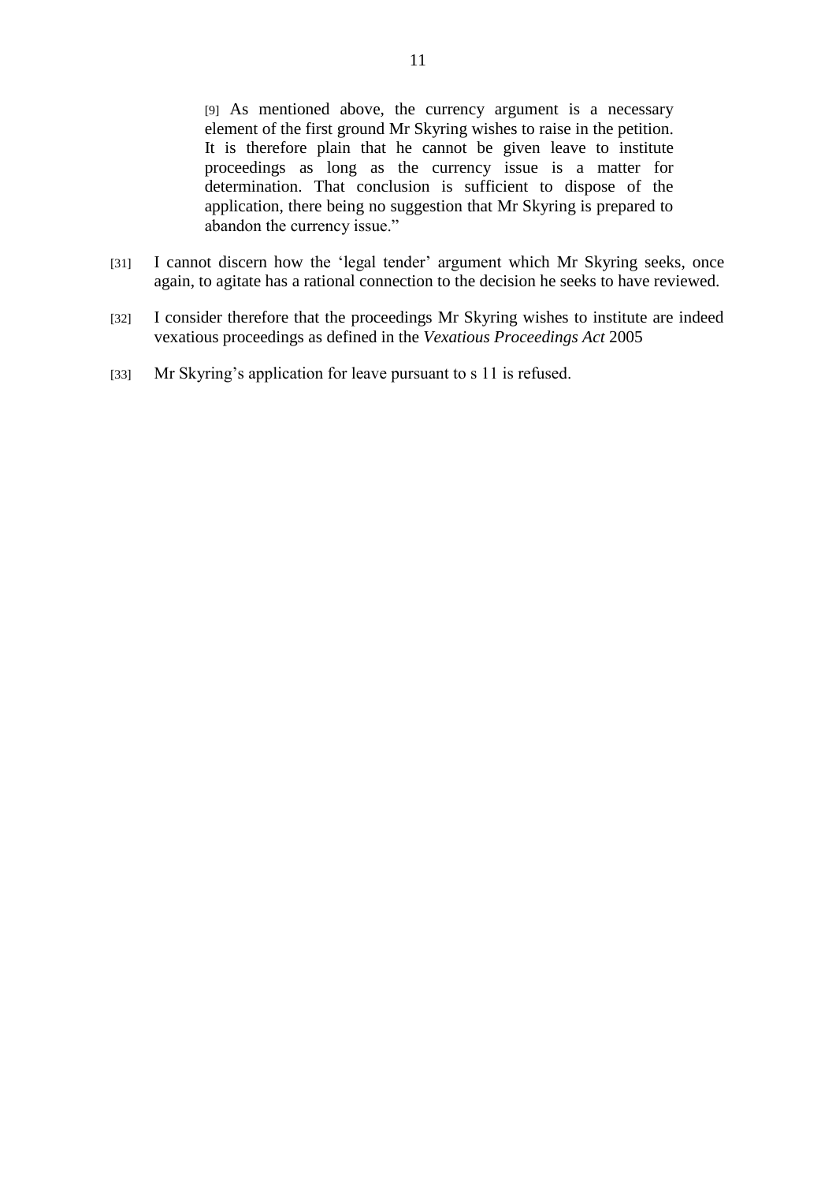> [9] As mentioned above, the currency argument is a necessary element of the first ground Mr Skyring wishes to raise in the petition. It is therefore plain that he cannot be given leave to institute proceedings as long as the currency issue is a matter for determination. That conclusion is sufficient to dispose of the application, there being no suggestion that Mr Skyring is prepared to abandon the currency issue."

[31] I cannot discern how the 'legal tender' argument which Mr Skyring seeks, once again, to agitate has a rational connection to the decision he seeks to have reviewed.

[32] I consider therefore that the proceedings Mr Skyring wishes to institute are indeed vexatious proceedings as defined in the *Vexatious Proceedings Act* 2005

[33] Mr Skyring's application for leave pursuant to s 11 is refused.